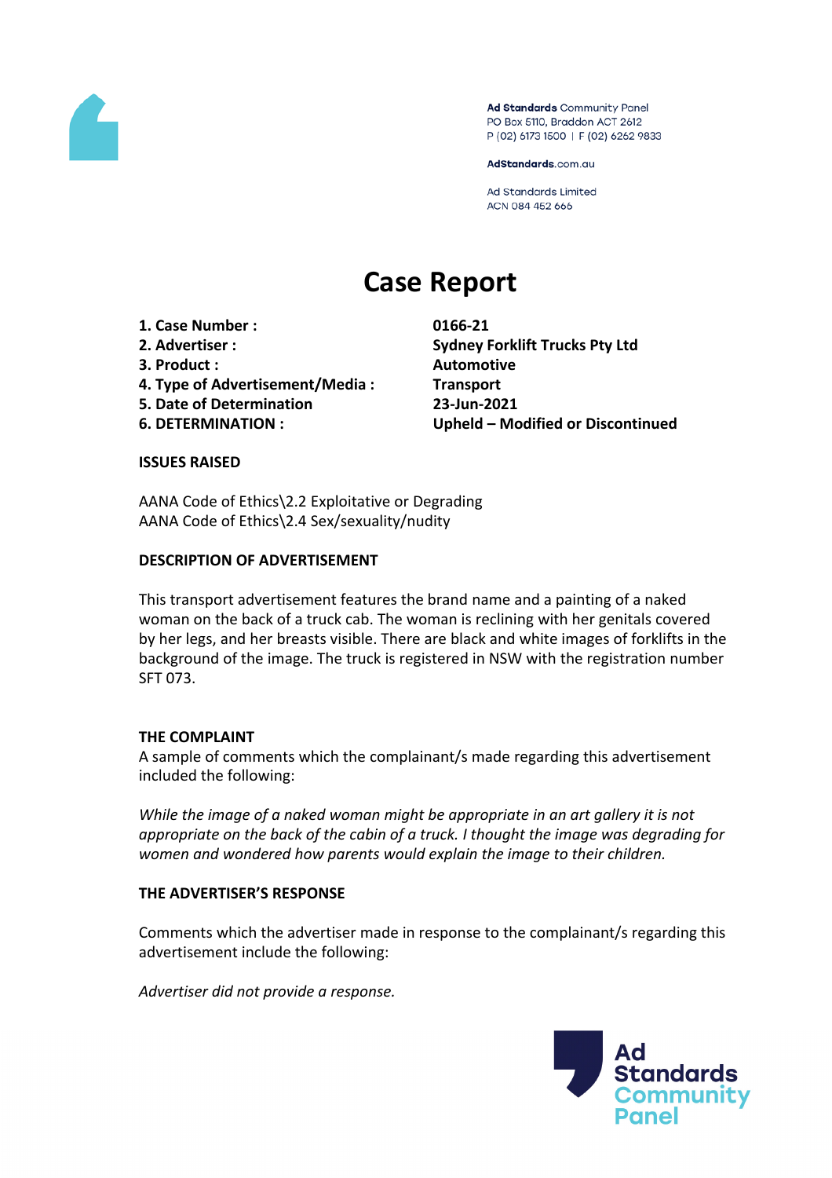Ad Standards Community Panel
PO Box 5110, Braddon ACT 2612
P (02) 6173 1500 | F (02) 6262 9833

AdStandards.com.au

Ad Standards Limited
ACN 084 452 666

# Case Report

| | |
|---|---|
| **1. Case Number :** | **0166-21** |
| **2. Advertiser :** | **Sydney Forklift Trucks Pty Ltd** |
| **3. Product :** | **Automotive** |
| **4. Type of Advertisement/Media :** | **Transport** |
| **5. Date of Determination** | **23-Jun-2021** |
| **6. DETERMINATION :** | **Upheld – Modified or Discontinued** |

**ISSUES RAISED**

AANA Code of Ethics\2.2 Exploitative or Degrading
AANA Code of Ethics\2.4 Sex/sexuality/nudity

**DESCRIPTION OF ADVERTISEMENT**

This transport advertisement features the brand name and a painting of a naked woman on the back of a truck cab. The woman is reclining with her genitals covered by her legs, and her breasts visible. There are black and white images of forklifts in the background of the image. The truck is registered in NSW with the registration number SFT 073.

**THE COMPLAINT**

A sample of comments which the complainant/s made regarding this advertisement included the following:

*While the image of a naked woman might be appropriate in an art gallery it is not appropriate on the back of the cabin of a truck. I thought the image was degrading for women and wondered how parents would explain the image to their children.*

**THE ADVERTISER'S RESPONSE**

Comments which the advertiser made in response to the complainant/s regarding this advertisement include the following:

*Advertiser did not provide a response.*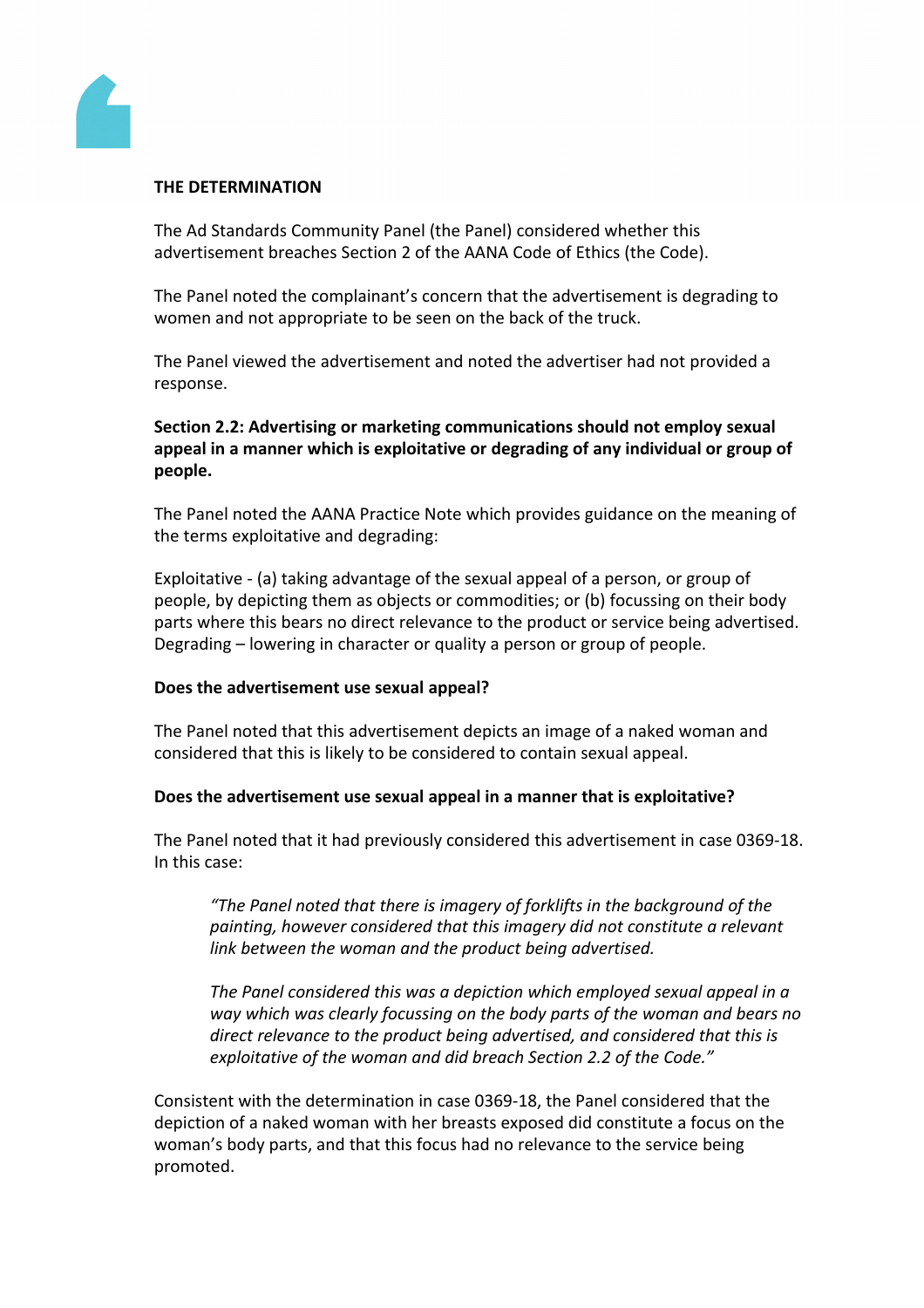**THE DETERMINATION**

The Ad Standards Community Panel (the Panel) considered whether this advertisement breaches Section 2 of the AANA Code of Ethics (the Code).

The Panel noted the complainant's concern that the advertisement is degrading to women and not appropriate to be seen on the back of the truck.

The Panel viewed the advertisement and noted the advertiser had not provided a response.

**Section 2.2: Advertising or marketing communications should not employ sexual appeal in a manner which is exploitative or degrading of any individual or group of people.**

The Panel noted the AANA Practice Note which provides guidance on the meaning of the terms exploitative and degrading:

Exploitative - (a) taking advantage of the sexual appeal of a person, or group of people, by depicting them as objects or commodities; or (b) focussing on their body parts where this bears no direct relevance to the product or service being advertised. Degrading – lowering in character or quality a person or group of people.

**Does the advertisement use sexual appeal?**

The Panel noted that this advertisement depicts an image of a naked woman and considered that this is likely to be considered to contain sexual appeal.

**Does the advertisement use sexual appeal in a manner that is exploitative?**

The Panel noted that it had previously considered this advertisement in case 0369-18. In this case:

> *"The Panel noted that there is imagery of forklifts in the background of the painting, however considered that this imagery did not constitute a relevant link between the woman and the product being advertised.*
>
> *The Panel considered this was a depiction which employed sexual appeal in a way which was clearly focussing on the body parts of the woman and bears no direct relevance to the product being advertised, and considered that this is exploitative of the woman and did breach Section 2.2 of the Code."*

Consistent with the determination in case 0369-18, the Panel considered that the depiction of a naked woman with her breasts exposed did constitute a focus on the woman's body parts, and that this focus had no relevance to the service being promoted.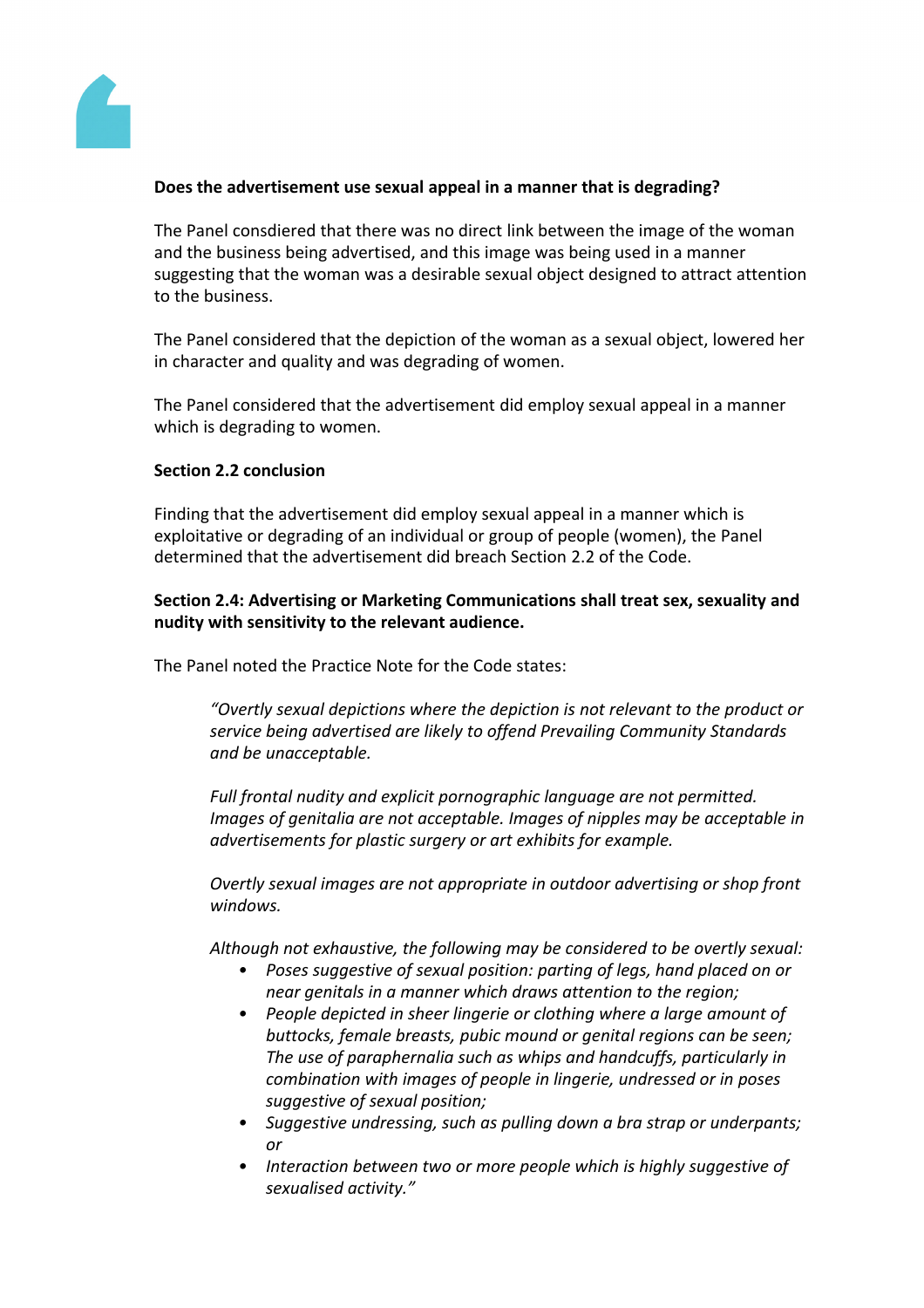**Does the advertisement use sexual appeal in a manner that is degrading?**

The Panel consdiered that there was no direct link between the image of the woman and the business being advertised, and this image was being used in a manner suggesting that the woman was a desirable sexual object designed to attract attention to the business.

The Panel considered that the depiction of the woman as a sexual object, lowered her in character and quality and was degrading of women.

The Panel considered that the advertisement did employ sexual appeal in a manner which is degrading to women.

**Section 2.2 conclusion**

Finding that the advertisement did employ sexual appeal in a manner which is exploitative or degrading of an individual or group of people (women), the Panel determined that the advertisement did breach Section 2.2 of the Code.

**Section 2.4: Advertising or Marketing Communications shall treat sex, sexuality and nudity with sensitivity to the relevant audience.**

The Panel noted the Practice Note for the Code states:

> *"Overtly sexual depictions where the depiction is not relevant to the product or service being advertised are likely to offend Prevailing Community Standards and be unacceptable.*
>
> *Full frontal nudity and explicit pornographic language are not permitted. Images of genitalia are not acceptable. Images of nipples may be acceptable in advertisements for plastic surgery or art exhibits for example.*
>
> *Overtly sexual images are not appropriate in outdoor advertising or shop front windows.*
>
> *Although not exhaustive, the following may be considered to be overtly sexual:*
> - *Poses suggestive of sexual position: parting of legs, hand placed on or near genitals in a manner which draws attention to the region;*
> - *People depicted in sheer lingerie or clothing where a large amount of buttocks, female breasts, pubic mound or genital regions can be seen; The use of paraphernalia such as whips and handcuffs, particularly in combination with images of people in lingerie, undressed or in poses suggestive of sexual position;*
> - *Suggestive undressing, such as pulling down a bra strap or underpants; or*
> - *Interaction between two or more people which is highly suggestive of sexualised activity."*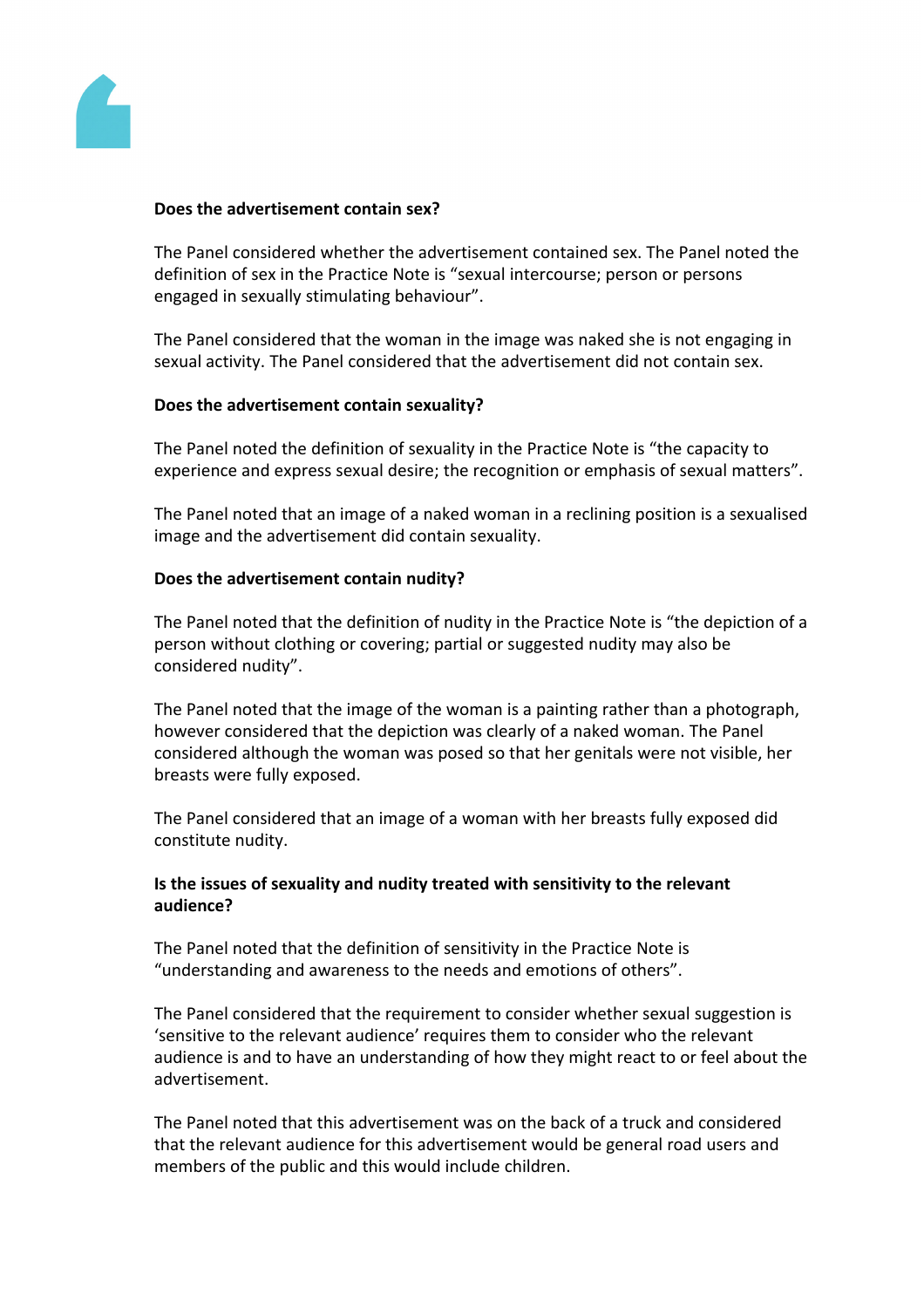**Does the advertisement contain sex?**

The Panel considered whether the advertisement contained sex. The Panel noted the definition of sex in the Practice Note is "sexual intercourse; person or persons engaged in sexually stimulating behaviour".

The Panel considered that the woman in the image was naked she is not engaging in sexual activity. The Panel considered that the advertisement did not contain sex.

**Does the advertisement contain sexuality?**

The Panel noted the definition of sexuality in the Practice Note is "the capacity to experience and express sexual desire; the recognition or emphasis of sexual matters".

The Panel noted that an image of a naked woman in a reclining position is a sexualised image and the advertisement did contain sexuality.

**Does the advertisement contain nudity?**

The Panel noted that the definition of nudity in the Practice Note is "the depiction of a person without clothing or covering; partial or suggested nudity may also be considered nudity".

The Panel noted that the image of the woman is a painting rather than a photograph, however considered that the depiction was clearly of a naked woman. The Panel considered although the woman was posed so that her genitals were not visible, her breasts were fully exposed.

The Panel considered that an image of a woman with her breasts fully exposed did constitute nudity.

**Is the issues of sexuality and nudity treated with sensitivity to the relevant audience?**

The Panel noted that the definition of sensitivity in the Practice Note is "understanding and awareness to the needs and emotions of others".

The Panel considered that the requirement to consider whether sexual suggestion is 'sensitive to the relevant audience' requires them to consider who the relevant audience is and to have an understanding of how they might react to or feel about the advertisement.

The Panel noted that this advertisement was on the back of a truck and considered that the relevant audience for this advertisement would be general road users and members of the public and this would include children.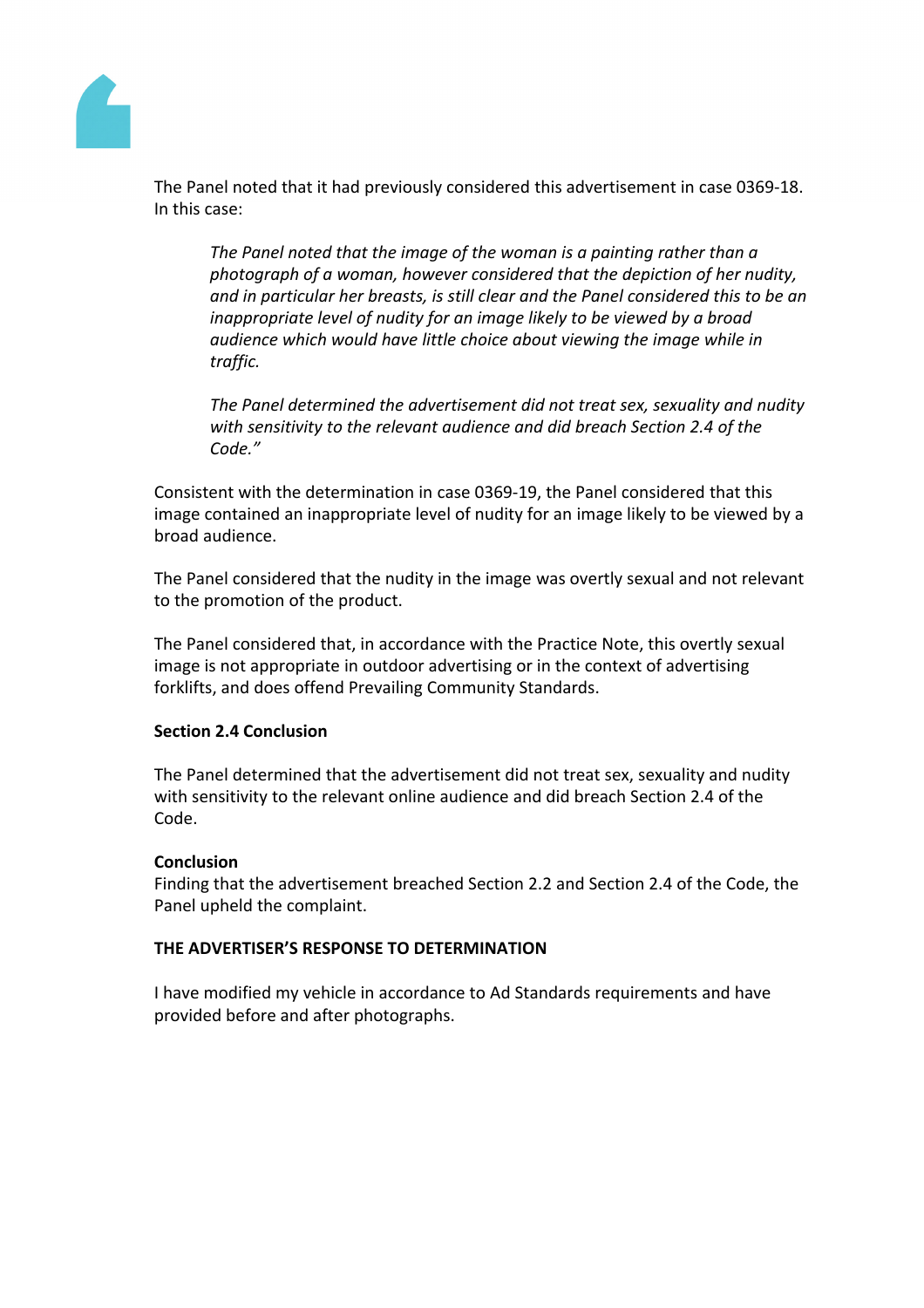The Panel noted that it had previously considered this advertisement in case 0369-18. In this case:

> *The Panel noted that the image of the woman is a painting rather than a photograph of a woman, however considered that the depiction of her nudity, and in particular her breasts, is still clear and the Panel considered this to be an inappropriate level of nudity for an image likely to be viewed by a broad audience which would have little choice about viewing the image while in traffic.*
>
> *The Panel determined the advertisement did not treat sex, sexuality and nudity with sensitivity to the relevant audience and did breach Section 2.4 of the Code."*

Consistent with the determination in case 0369-19, the Panel considered that this image contained an inappropriate level of nudity for an image likely to be viewed by a broad audience.

The Panel considered that the nudity in the image was overtly sexual and not relevant to the promotion of the product.

The Panel considered that, in accordance with the Practice Note, this overtly sexual image is not appropriate in outdoor advertising or in the context of advertising forklifts, and does offend Prevailing Community Standards.

**Section 2.4 Conclusion**

The Panel determined that the advertisement did not treat sex, sexuality and nudity with sensitivity to the relevant online audience and did breach Section 2.4 of the Code.

**Conclusion**

Finding that the advertisement breached Section 2.2 and Section 2.4 of the Code, the Panel upheld the complaint.

**THE ADVERTISER'S RESPONSE TO DETERMINATION**

I have modified my vehicle in accordance to Ad Standards requirements and have provided before and after photographs.